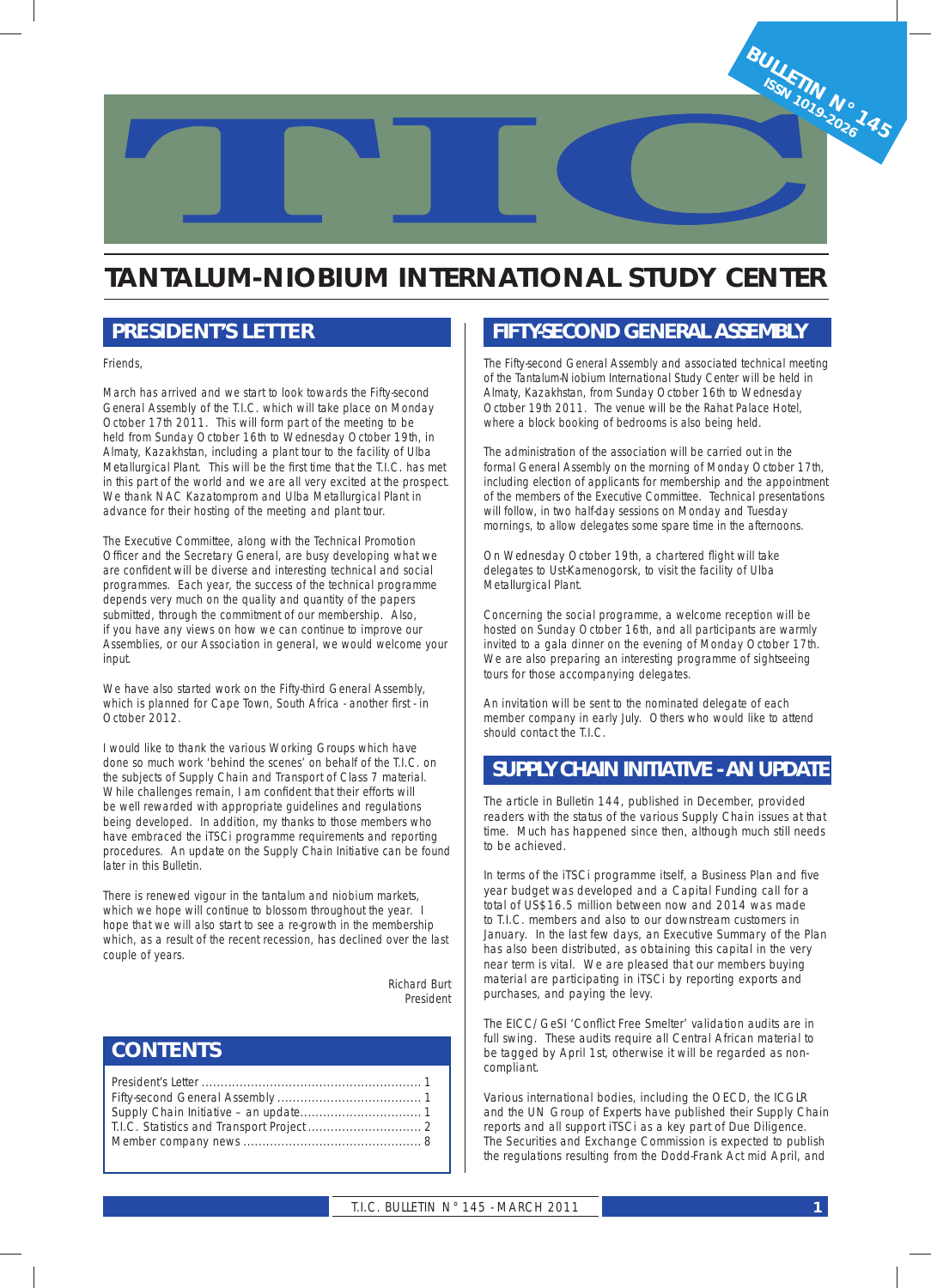# TIC

BULLETIN N° 145
ISSN 1019-2026

# TANTALUM-NIOBIUM INTERNATIONAL STUDY CENTER

## PRESIDENT'S LETTER

Friends,

March has arrived and we start to look towards the Fifty-second General Assembly of the T.I.C. which will take place on Monday October 17th 2011. This will form part of the meeting to be held from Sunday October 16th to Wednesday October 19th, in Almaty, Kazakhstan, including a plant tour to the facility of Ulba Metallurgical Plant. This will be the first time that the T.I.C. has met in this part of the world and we are all very excited at the prospect. We thank NAC Kazatomprom and Ulba Metallurgical Plant in advance for their hosting of the meeting and plant tour.

The Executive Committee, along with the Technical Promotion Officer and the Secretary General, are busy developing what we are confident will be diverse and interesting technical and social programmes. Each year, the success of the technical programme depends very much on the quality and quantity of the papers submitted, through the commitment of our membership. Also, if you have any views on how we can continue to improve our Assemblies, or our Association in general, we would welcome your input.

We have also started work on the Fifty-third General Assembly, which is planned for Cape Town, South Africa - another first - in October 2012.

I would like to thank the various Working Groups which have done so much work 'behind the scenes' on behalf of the T.I.C. on the subjects of Supply Chain and Transport of Class 7 material. While challenges remain, I am confident that their efforts will be well rewarded with appropriate guidelines and regulations being developed. In addition, my thanks to those members who have embraced the iTSCi programme requirements and reporting procedures. An update on the Supply Chain Initiative can be found later in this Bulletin.

There is renewed vigour in the tantalum and niobium markets, which we hope will continue to blossom throughout the year. I hope that we will also start to see a re-growth in the membership which, as a result of the recent recession, has declined over the last couple of years.

Richard Burt
President

## CONTENTS

President's Letter ........................................................ 1
Fifty-second General Assembly ...................................... 1
Supply Chain Initiative – an update................................ 1
T.I.C. Statistics and Transport Project .............................. 2
Member company news ................................................ 8

## FIFTY-SECOND GENERAL ASSEMBLY

The Fifty-second General Assembly and associated technical meeting of the Tantalum-Niobium International Study Center will be held in Almaty, Kazakhstan, from Sunday October 16th to Wednesday October 19th 2011. The venue will be the Rahat Palace Hotel, where a block booking of bedrooms is also being held.

The administration of the association will be carried out in the formal General Assembly on the morning of Monday October 17th, including election of applicants for membership and the appointment of the members of the Executive Committee. Technical presentations will follow, in two half-day sessions on Monday and Tuesday mornings, to allow delegates some spare time in the afternoons.

On Wednesday October 19th, a chartered flight will take delegates to Ust-Kamenogorsk, to visit the facility of Ulba Metallurgical Plant.

Concerning the social programme, a welcome reception will be hosted on Sunday October 16th, and all participants are warmly invited to a gala dinner on the evening of Monday October 17th. We are also preparing an interesting programme of sightseeing tours for those accompanying delegates.

An invitation will be sent to the nominated delegate of each member company in early July. Others who would like to attend should contact the T.I.C.

## SUPPLY CHAIN INITIATIVE - AN UPDATE

The article in Bulletin 144, published in December, provided readers with the status of the various Supply Chain issues at that time. Much has happened since then, although much still needs to be achieved.

In terms of the iTSCi programme itself, a Business Plan and five year budget was developed and a Capital Funding call for a total of US$16.5 million between now and 2014 was made to T.I.C. members and also to our downstream customers in January. In the last few days, an Executive Summary of the Plan has also been distributed, as obtaining this capital in the very near term is vital. We are pleased that our members buying material are participating in iTSCi by reporting exports and purchases, and paying the levy.

The EICC/GeSI 'Conflict Free Smelter' validation audits are in full swing. These audits require all Central African material to be tagged by April 1st, otherwise it will be regarded as non-compliant.

Various international bodies, including the OECD, the ICGLR and the UN Group of Experts have published their Supply Chain reports and all support iTSCi as a key part of Due Diligence. The Securities and Exchange Commission is expected to publish the regulations resulting from the Dodd-Frank Act mid April, and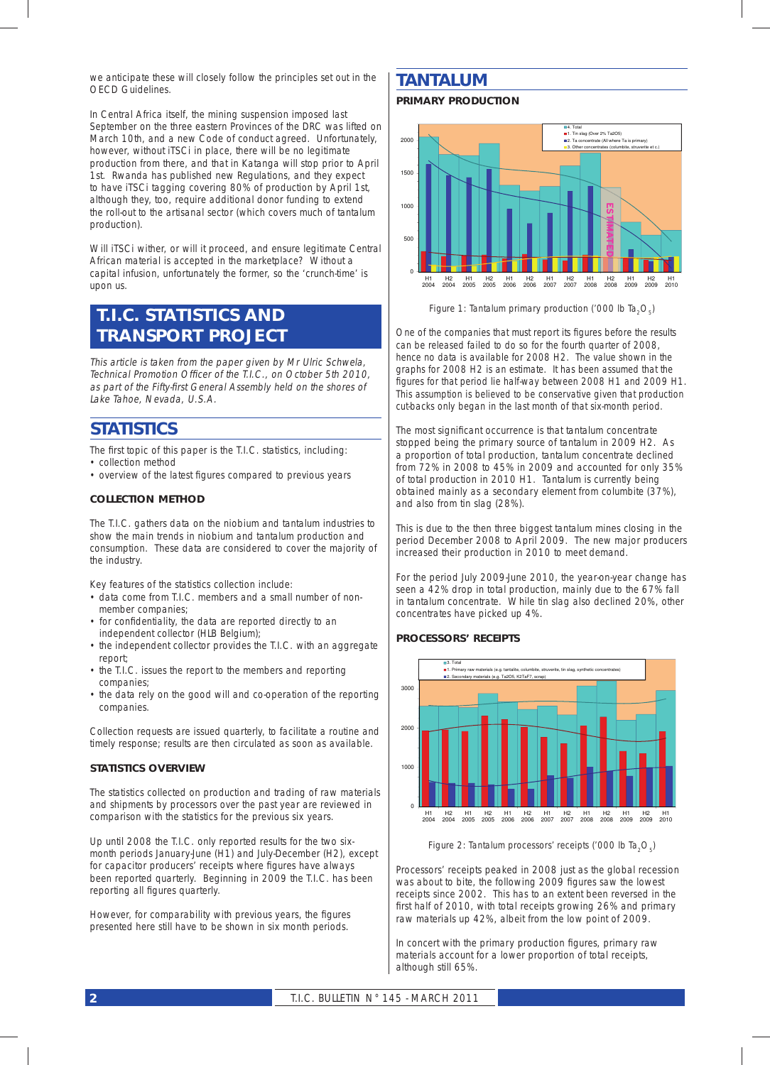we anticipate these will closely follow the principles set out in the OECD Guidelines.

In Central Africa itself, the mining suspension imposed last September on the three eastern Provinces of the DRC was lifted on March 10th, and a new Code of conduct agreed. Unfortunately, however, without iTSCi in place, there will be no legitimate production from there, and that in Katanga will stop prior to April 1st. Rwanda has published new Regulations, and they expect to have iTSCi tagging covering 80% of production by April 1st, although they, too, require additional donor funding to extend the roll-out to the artisanal sector (which covers much of tantalum production).

Will iTSCi wither, or will it proceed, and ensure legitimate Central African material is accepted in the marketplace? Without a capital infusion, unfortunately the former, so the 'crunch-time' is upon us.

# T.I.C. STATISTICS AND TRANSPORT PROJECT

*This article is taken from the paper given by Mr Ulric Schwela, Technical Promotion Officer of the T.I.C., on October 5th 2010, as part of the Fifty-first General Assembly held on the shores of Lake Tahoe, Nevada, U.S.A.*

## STATISTICS

The first topic of this paper is the T.I.C. statistics, including:

- collection method
- overview of the latest figures compared to previous years

### COLLECTION METHOD

The T.I.C. gathers data on the niobium and tantalum industries to show the main trends in niobium and tantalum production and consumption. These data are considered to cover the majority of the industry.

Key features of the statistics collection include:

- data come from T.I.C. members and a small number of non-member companies;
- for confidentiality, the data are reported directly to an independent collector (HLB Belgium);
- the independent collector provides the T.I.C. with an aggregate report;
- the T.I.C. issues the report to the members and reporting companies;
- the data rely on the good will and co-operation of the reporting companies.

Collection requests are issued quarterly, to facilitate a routine and timely response; results are then circulated as soon as available.

### STATISTICS OVERVIEW

The statistics collected on production and trading of raw materials and shipments by processors over the past year are reviewed in comparison with the statistics for the previous six years.

Up until 2008 the T.I.C. only reported results for the two six-month periods January-June (H1) and July-December (H2), except for capacitor producers' receipts where figures have always been reported quarterly. Beginning in 2009 the T.I.C. has been reporting all figures quarterly.

However, for comparability with previous years, the figures presented here still have to be shown in six month periods.

## TANTALUM

### PRIMARY PRODUCTION

Figure 1: Tantalum primary production ('000 lb $Ta_2O_5$)

One of the companies that must report its figures before the results can be released failed to do so for the fourth quarter of 2008, hence no data is available for 2008 H2. The value shown in the graphs for 2008 H2 is an estimate. It has been assumed that the figures for that period lie half-way between 2008 H1 and 2009 H1. This assumption is believed to be conservative given that production cut-backs only began in the last month of that six-month period.

The most significant occurrence is that tantalum concentrate stopped being the primary source of tantalum in 2009 H2. As a proportion of total production, tantalum concentrate declined from 72% in 2008 to 45% in 2009 and accounted for only 35% of total production in 2010 H1. Tantalum is currently being obtained mainly as a secondary element from columbite (37%), and also from tin slag (28%).

This is due to the then three biggest tantalum mines closing in the period December 2008 to April 2009. The new major producers increased their production in 2010 to meet demand.

For the period July 2009-June 2010, the year-on-year change has seen a 42% drop in total production, mainly due to the 67% fall in tantalum concentrate. While tin slag also declined 20%, other concentrates have picked up 4%.

### PROCESSORS' RECEIPTS

Figure 2: Tantalum processors' receipts ('000 lb $Ta_2O_5$)

Processors' receipts peaked in 2008 just as the global recession was about to bite, the following 2009 figures saw the lowest receipts since 2002. This has to an extent been reversed in the first half of 2010, with total receipts growing 26% and primary raw materials up 42%, albeit from the low point of 2009.

In concert with the primary production figures, primary raw materials account for a lower proportion of total receipts, although still 65%.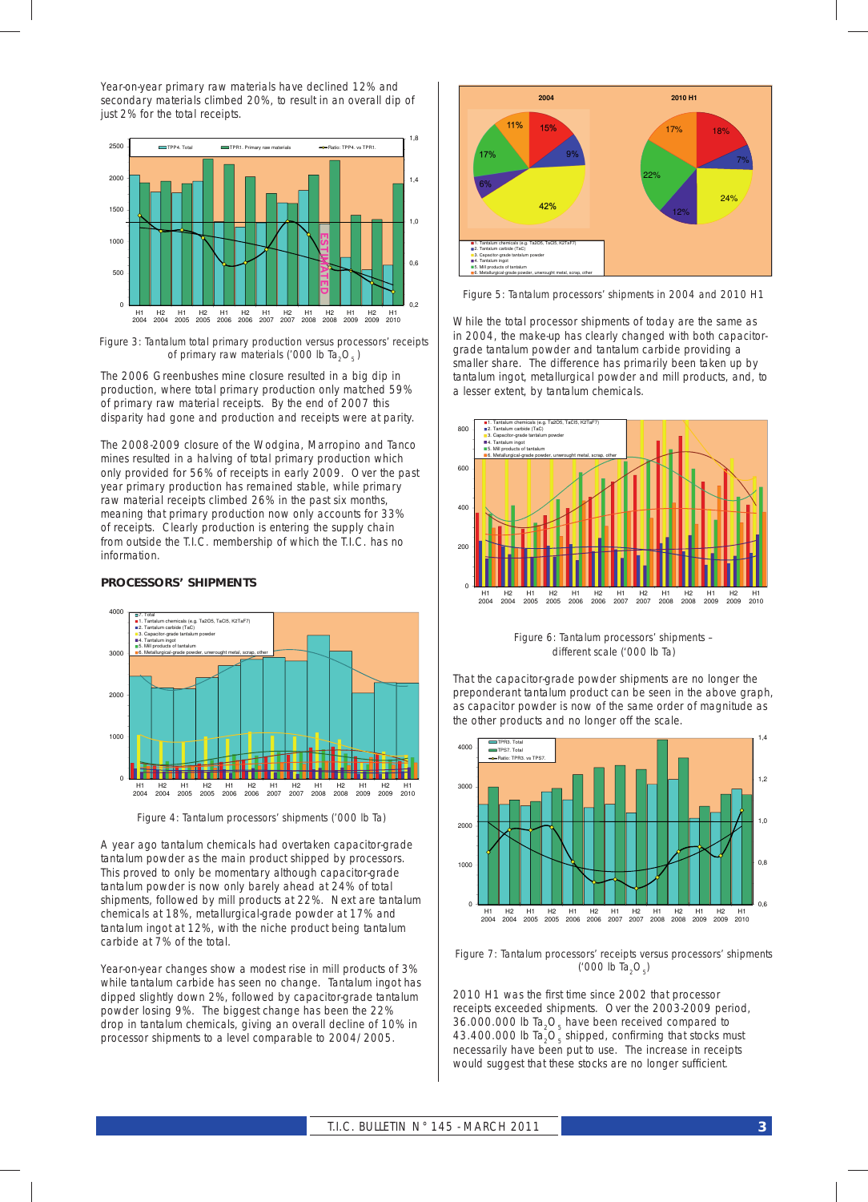Year-on-year primary raw materials have declined 12% and secondary materials climbed 20%, to result in an overall dip of just 2% for the total receipts.

Figure 3: Tantalum total primary production versus processors' receipts of primary raw materials ('000 lb $Ta_2O_5$)

The 2006 Greenbushes mine closure resulted in a big dip in production, where total primary production only matched 59% of primary raw material receipts. By the end of 2007 this disparity had gone and production and receipts were at parity.

The 2008-2009 closure of the Wodgina, Marropino and Tanco mines resulted in a halving of total primary production which only provided for 56% of receipts in early 2009. Over the past year primary production has remained stable, while primary raw material receipts climbed 26% in the past six months, meaning that primary production now only accounts for 33% of receipts. Clearly production is entering the supply chain from outside the T.I.C. membership of which the T.I.C. has no information.

## PROCESSORS' SHIPMENTS

Figure 4: Tantalum processors' shipments ('000 lb Ta)

A year ago tantalum chemicals had overtaken capacitor-grade tantalum powder as the main product shipped by processors. This proved to only be momentary although capacitor-grade tantalum powder is now only barely ahead at 24% of total shipments, followed by mill products at 22%. Next are tantalum chemicals at 18%, metallurgical-grade powder at 17% and tantalum ingot at 12%, with the niche product being tantalum carbide at 7% of the total.

Year-on-year changes show a modest rise in mill products of 3% while tantalum carbide has seen no change. Tantalum ingot has dipped slightly down 2%, followed by capacitor-grade tantalum powder losing 9%. The biggest change has been the 22% drop in tantalum chemicals, giving an overall decline of 10% in processor shipments to a level comparable to 2004/2005.

Figure 5: Tantalum processors' shipments in 2004 and 2010 H1

While the total processor shipments of today are the same as in 2004, the make-up has clearly changed with both capacitor-grade tantalum powder and tantalum carbide providing a smaller share. The difference has primarily been taken up by tantalum ingot, metallurgical powder and mill products, and, to a lesser extent, by tantalum chemicals.

Figure 6: Tantalum processors' shipments – different scale ('000 lb Ta)

That the capacitor-grade powder shipments are no longer the preponderant tantalum product can be seen in the above graph, as capacitor powder is now of the same order of magnitude as the other products and no longer off the scale.

Figure 7: Tantalum processors' receipts versus processors' shipments ('000 lb $Ta_2O_5$)

2010 H1 was the first time since 2002 that processor receipts exceeded shipments. Over the 2003-2009 period, 36.000.000 lb $Ta_2O_5$ have been received compared to 43.400.000 lb $Ta_2O_5$ shipped, confirming that stocks must necessarily have been put to use. The increase in receipts would suggest that these stocks are no longer sufficient.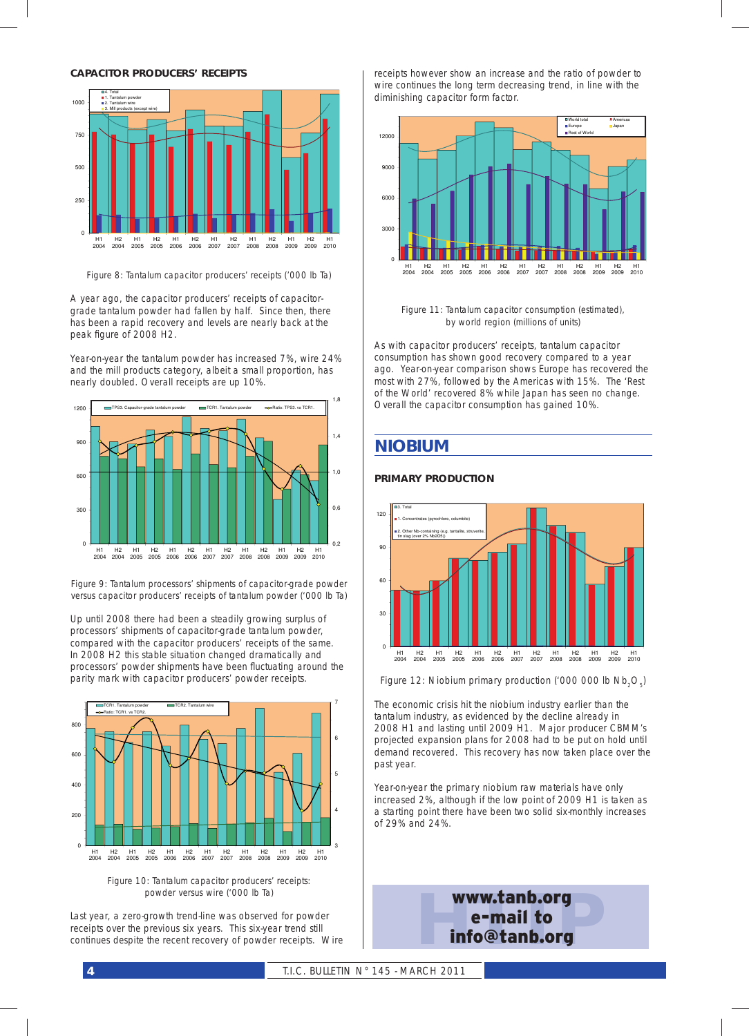### CAPACITOR PRODUCERS' RECEIPTS

Figure 8: Tantalum capacitor producers' receipts ('000 lb Ta)

A year ago, the capacitor producers' receipts of capacitor-grade tantalum powder had fallen by half. Since then, there has been a rapid recovery and levels are nearly back at the peak figure of 2008 H2.

Year-on-year the tantalum powder has increased 7%, wire 24% and the mill products category, albeit a small proportion, has nearly doubled. Overall receipts are up 10%.

Figure 9: Tantalum processors' shipments of capacitor-grade powder versus capacitor producers' receipts of tantalum powder ('000 lb Ta)

Up until 2008 there had been a steadily growing surplus of processors' shipments of capacitor-grade tantalum powder, compared with the capacitor producers' receipts of the same. In 2008 H2 this stable situation changed dramatically and processors' powder shipments have been fluctuating around the parity mark with capacitor producers' powder receipts.

Figure 10: Tantalum capacitor producers' receipts: powder versus wire ('000 lb Ta)

Last year, a zero-growth trend-line was observed for powder receipts over the previous six years. This six-year trend still continues despite the recent recovery of powder receipts. Wire receipts however show an increase and the ratio of powder to wire continues the long term decreasing trend, in line with the diminishing capacitor form factor.

Figure 11: Tantalum capacitor consumption (estimated), by world region (millions of units)

As with capacitor producers' receipts, tantalum capacitor consumption has shown good recovery compared to a year ago. Year-on-year comparison shows Europe has recovered the most with 27%, followed by the Americas with 15%. The 'Rest of the World' recovered 8% while Japan has seen no change. Overall the capacitor consumption has gained 10%.

## NIOBIUM

### PRIMARY PRODUCTION

Figure 12: Niobium primary production ('000 000 lb $Nb_2O_5$)

The economic crisis hit the niobium industry earlier than the tantalum industry, as evidenced by the decline already in 2008 H1 and lasting until 2009 H1. Major producer CBMM's projected expansion plans for 2008 had to be put on hold until demand recovered. This recovery has now taken place over the past year.

Year-on-year the primary niobium raw materials have only increased 2%, although if the low point of 2009 H1 is taken as a starting point there have been two solid six-monthly increases of 29% and 24%.

**www.tanb.org**
**e-mail to**
**info@tanb.org**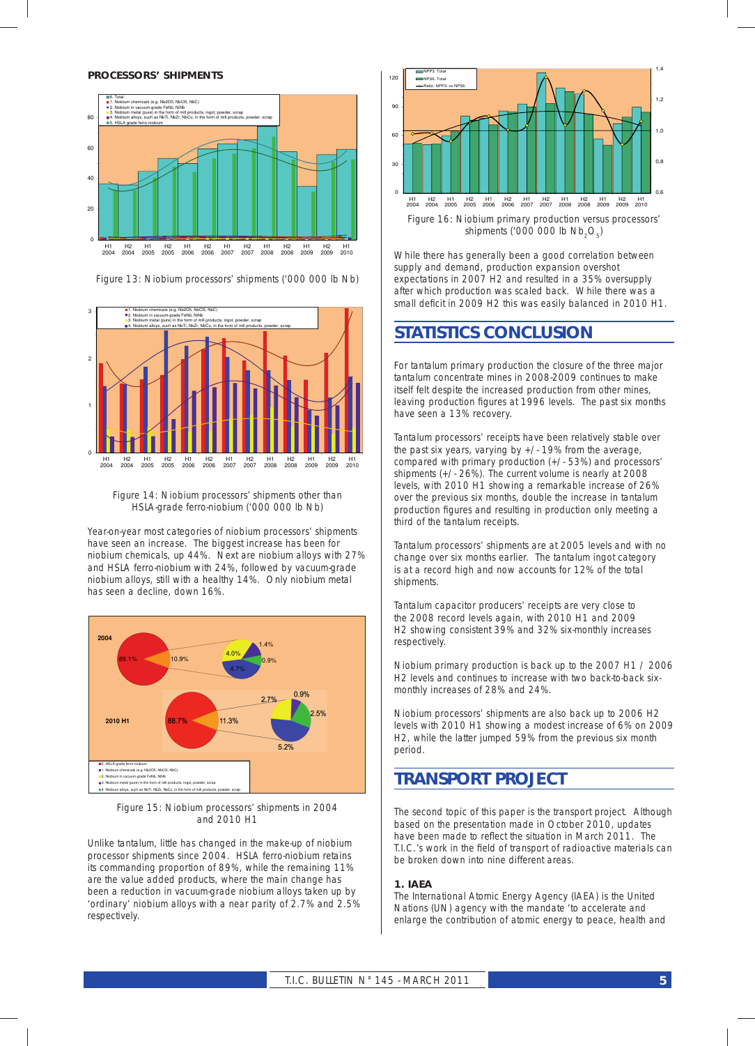## PROCESSORS' SHIPMENTS

Figure 13: Niobium processors' shipments ('000 000 lb Nb)

Figure 14: Niobium processors' shipments other than HSLA-grade ferro-niobium ('000 000 lb Nb)

Year-on-year most categories of niobium processors' shipments have seen an increase. The biggest increase has been for niobium chemicals, up 44%. Next are niobium alloys with 27% and HSLA ferro-niobium with 24%, followed by vacuum-grade niobium alloys, still with a healthy 14%. Only niobium metal has seen a decline, down 16%.

Figure 15: Niobium processors' shipments in 2004 and 2010 H1

Unlike tantalum, little has changed in the make-up of niobium processor shipments since 2004. HSLA ferro-niobium retains its commanding proportion of 89%, while the remaining 11% are the value added products, where the main change has been a reduction in vacuum-grade niobium alloys taken up by 'ordinary' niobium alloys with a near parity of 2.7% and 2.5% respectively.

Figure 16: Niobium primary production versus processors' shipments ('000 000 lb $Nb_2O_5$)

While there has generally been a good correlation between supply and demand, production expansion overshot expectations in 2007 H2 and resulted in a 35% oversupply after which production was scaled back. While there was a small deficit in 2009 H2 this was easily balanced in 2010 H1.

## STATISTICS CONCLUSION

For tantalum primary production the closure of the three major tantalum concentrate mines in 2008-2009 continues to make itself felt despite the increased production from other mines, leaving production figures at 1996 levels. The past six months have seen a 13% recovery.

Tantalum processors' receipts have been relatively stable over the past six years, varying by +/-19% from the average, compared with primary production (+/-53%) and processors' shipments (+/-26%). The current volume is nearly at 2008 levels, with 2010 H1 showing a remarkable increase of 26% over the previous six months, double the increase in tantalum production figures and resulting in production only meeting a third of the tantalum receipts.

Tantalum processors' shipments are at 2005 levels and with no change over six months earlier. The tantalum ingot category is at a record high and now accounts for 12% of the total shipments.

Tantalum capacitor producers' receipts are very close to the 2008 record levels again, with 2010 H1 and 2009 H2 showing consistent 39% and 32% six-monthly increases respectively.

Niobium primary production is back up to the 2007 H1 / 2006 H2 levels and continues to increase with two back-to-back six-monthly increases of 28% and 24%.

Niobium processors' shipments are also back up to 2006 H2 levels with 2010 H1 showing a modest increase of 6% on 2009 H2, while the latter jumped 59% from the previous six month period.

## TRANSPORT PROJECT

The second topic of this paper is the transport project. Although based on the presentation made in October 2010, updates have been made to reflect the situation in March 2011. The T.I.C.'s work in the field of transport of radioactive materials can be broken down into nine different areas.

### 1. IAEA

The International Atomic Energy Agency (IAEA) is the United Nations (UN) agency with the mandate 'to accelerate and enlarge the contribution of atomic energy to peace, health and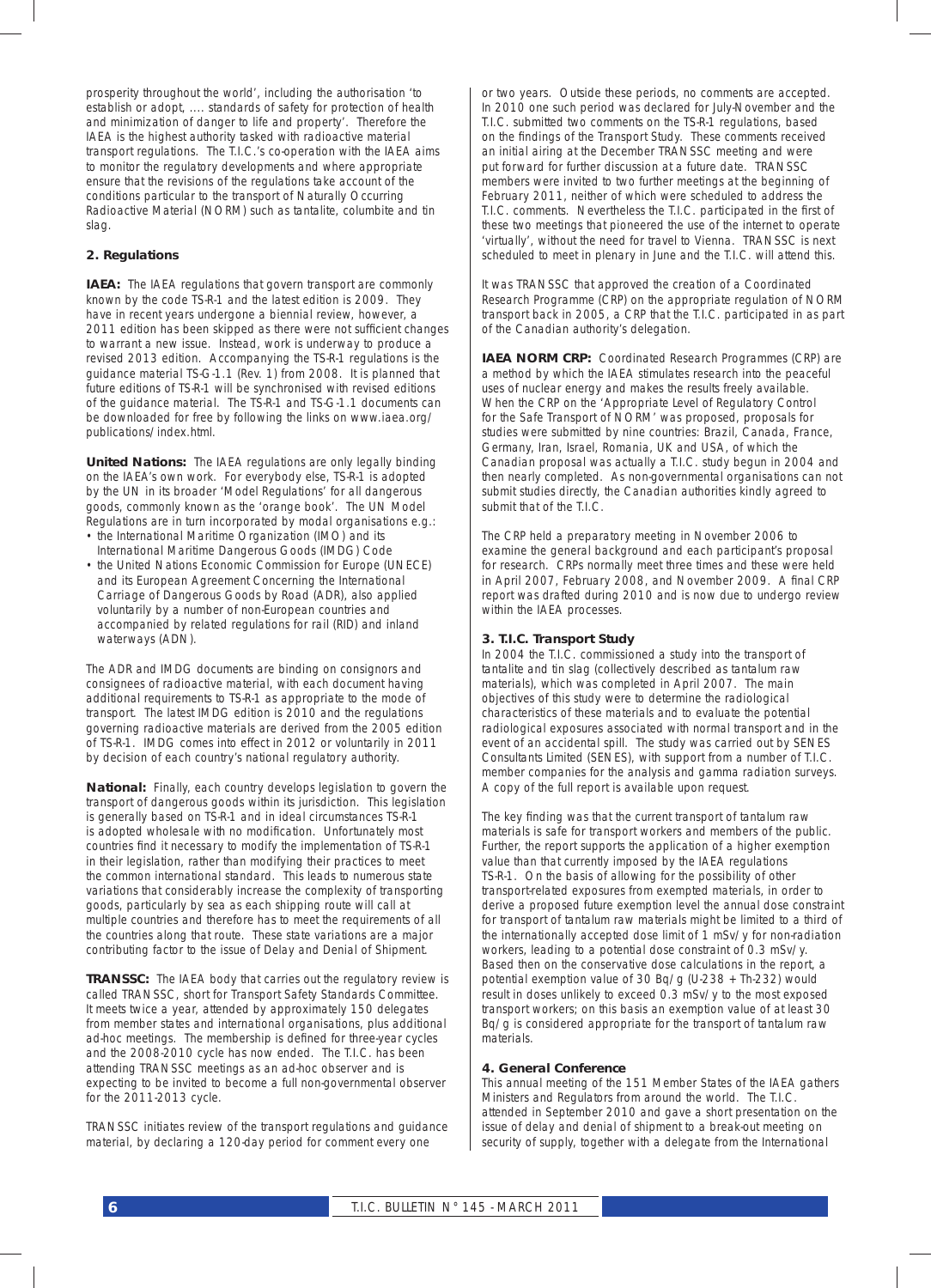prosperity throughout the world', including the authorisation 'to establish or adopt, .... standards of safety for protection of health and minimization of danger to life and property'. Therefore the IAEA is the highest authority tasked with radioactive material transport regulations. The T.I.C.'s co-operation with the IAEA aims to monitor the regulatory developments and where appropriate ensure that the revisions of the regulations take account of the conditions particular to the transport of Naturally Occurring Radioactive Material (NORM) such as tantalite, columbite and tin slag.

## 2. Regulations

**IAEA:** The IAEA regulations that govern transport are commonly known by the code TS-R-1 and the latest edition is 2009. They have in recent years undergone a biennial review, however, a 2011 edition has been skipped as there were not sufficient changes to warrant a new issue. Instead, work is underway to produce a revised 2013 edition. Accompanying the TS-R-1 regulations is the guidance material TS-G-1.1 (Rev. 1) from 2008. It is planned that future editions of TS-R-1 will be synchronised with revised editions of the guidance material. The TS-R-1 and TS-G-1.1 documents can be downloaded for free by following the links on www.iaea.org/publications/index.html.

**United Nations:** The IAEA regulations are only legally binding on the IAEA's own work. For everybody else, TS-R-1 is adopted by the UN in its broader 'Model Regulations' for all dangerous goods, commonly known as the 'orange book'. The UN Model Regulations are in turn incorporated by modal organisations e.g.:

- the International Maritime Organization (IMO) and its International Maritime Dangerous Goods (IMDG) Code
- the United Nations Economic Commission for Europe (UNECE) and its European Agreement Concerning the International Carriage of Dangerous Goods by Road (ADR), also applied voluntarily by a number of non-European countries and accompanied by related regulations for rail (RID) and inland waterways (ADN).

The ADR and IMDG documents are binding on consignors and consignees of radioactive material, with each document having additional requirements to TS-R-1 as appropriate to the mode of transport. The latest IMDG edition is 2010 and the regulations governing radioactive materials are derived from the 2005 edition of TS-R-1. IMDG comes into effect in 2012 or voluntarily in 2011 by decision of each country's national regulatory authority.

**National:** Finally, each country develops legislation to govern the transport of dangerous goods within its jurisdiction. This legislation is generally based on TS-R-1 and in ideal circumstances TS-R-1 is adopted wholesale with no modification. Unfortunately most countries find it necessary to modify the implementation of TS-R-1 in their legislation, rather than modifying their practices to meet the common international standard. This leads to numerous state variations that considerably increase the complexity of transporting goods, particularly by sea as each shipping route will call at multiple countries and therefore has to meet the requirements of all the countries along that route. These state variations are a major contributing factor to the issue of Delay and Denial of Shipment.

**TRANSSC:** The IAEA body that carries out the regulatory review is called TRANSSC, short for Transport Safety Standards Committee. It meets twice a year, attended by approximately 150 delegates from member states and international organisations, plus additional ad-hoc meetings. The membership is defined for three-year cycles and the 2008-2010 cycle has now ended. The T.I.C. has been attending TRANSSC meetings as an ad-hoc observer and is expecting to be invited to become a full non-governmental observer for the 2011-2013 cycle.

TRANSSC initiates review of the transport regulations and guidance material, by declaring a 120-day period for comment every one or two years. Outside these periods, no comments are accepted. In 2010 one such period was declared for July-November and the T.I.C. submitted two comments on the TS-R-1 regulations, based on the findings of the Transport Study. These comments received an initial airing at the December TRANSSC meeting and were put forward for further discussion at a future date. TRANSSC members were invited to two further meetings at the beginning of February 2011, neither of which were scheduled to address the T.I.C. comments. Nevertheless the T.I.C. participated in the first of these two meetings that pioneered the use of the internet to operate 'virtually', without the need for travel to Vienna. TRANSSC is next scheduled to meet in plenary in June and the T.I.C. will attend this.

It was TRANSSC that approved the creation of a Coordinated Research Programme (CRP) on the appropriate regulation of NORM transport back in 2005, a CRP that the T.I.C. participated in as part of the Canadian authority's delegation.

**IAEA NORM CRP:** Coordinated Research Programmes (CRP) are a method by which the IAEA stimulates research into the peaceful uses of nuclear energy and makes the results freely available. When the CRP on the 'Appropriate Level of Regulatory Control for the Safe Transport of NORM' was proposed, proposals for studies were submitted by nine countries: Brazil, Canada, France, Germany, Iran, Israel, Romania, UK and USA, of which the Canadian proposal was actually a T.I.C. study begun in 2004 and then nearly completed. As non-governmental organisations can not submit studies directly, the Canadian authorities kindly agreed to submit that of the T.I.C.

The CRP held a preparatory meeting in November 2006 to examine the general background and each participant's proposal for research. CRPs normally meet three times and these were held in April 2007, February 2008, and November 2009. A final CRP report was drafted during 2010 and is now due to undergo review within the IAEA processes.

## 3. T.I.C. Transport Study

In 2004 the T.I.C. commissioned a study into the transport of tantalite and tin slag (collectively described as tantalum raw materials), which was completed in April 2007. The main objectives of this study were to determine the radiological characteristics of these materials and to evaluate the potential radiological exposures associated with normal transport and in the event of an accidental spill. The study was carried out by SENES Consultants Limited (SENES), with support from a number of T.I.C. member companies for the analysis and gamma radiation surveys. A copy of the full report is available upon request.

The key finding was that the current transport of tantalum raw materials is safe for transport workers and members of the public. Further, the report supports the application of a higher exemption value than that currently imposed by the IAEA regulations TS-R-1. On the basis of allowing for the possibility of other transport-related exposures from exempted materials, in order to derive a proposed future exemption level the annual dose constraint for transport of tantalum raw materials might be limited to a third of the internationally accepted dose limit of 1 mSv/y for non-radiation workers, leading to a potential dose constraint of 0.3 mSv/y. Based then on the conservative dose calculations in the report, a potential exemption value of 30 Bq/g (U-238 + Th-232) would result in doses unlikely to exceed 0.3 mSv/y to the most exposed transport workers; on this basis an exemption value of at least 30 Bq/g is considered appropriate for the transport of tantalum raw materials.

## 4. General Conference

This annual meeting of the 151 Member States of the IAEA gathers Ministers and Regulators from around the world. The T.I.C. attended in September 2010 and gave a short presentation on the issue of delay and denial of shipment to a break-out meeting on security of supply, together with a delegate from the International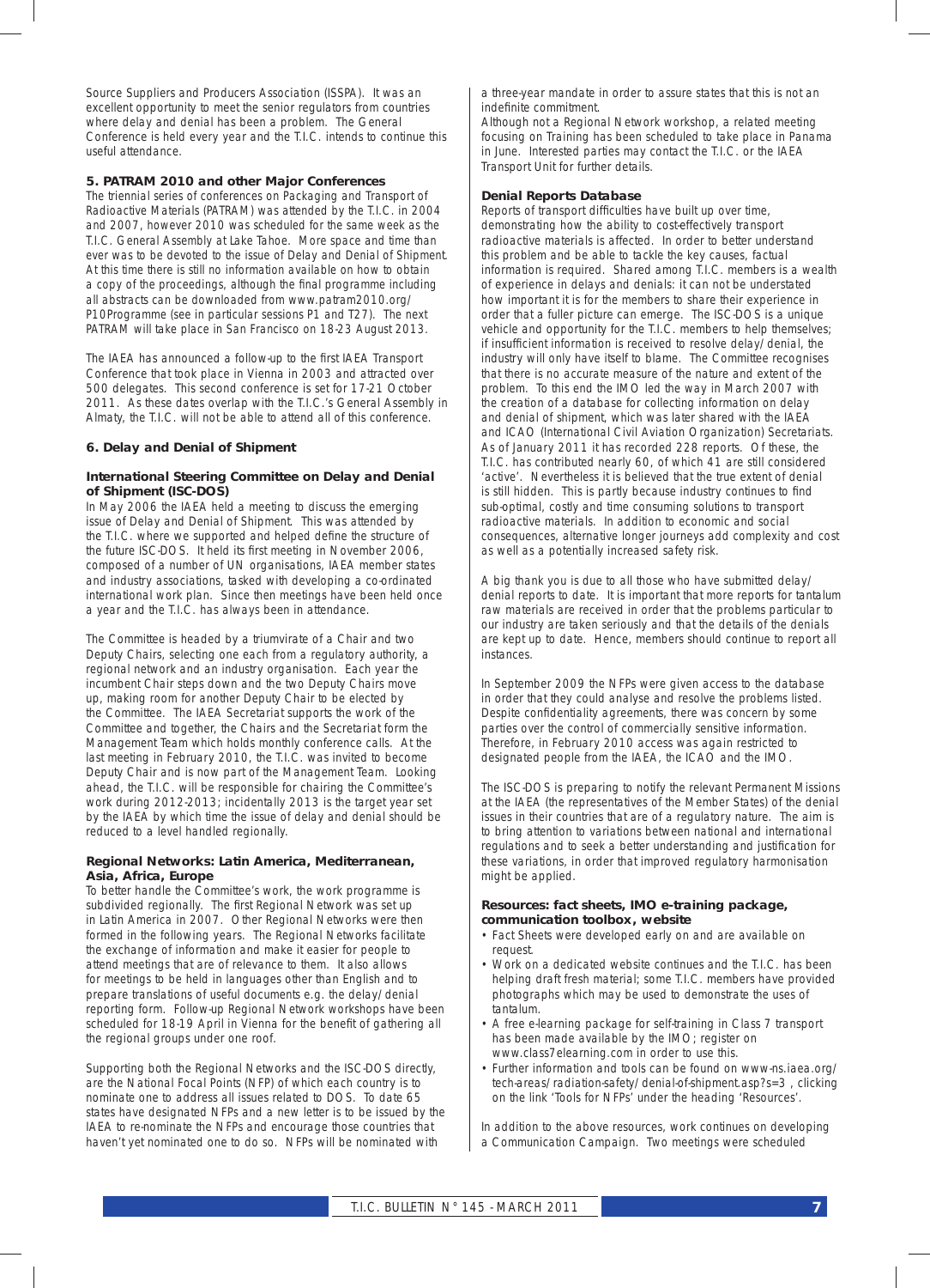Source Suppliers and Producers Association (ISSPA). It was an excellent opportunity to meet the senior regulators from countries where delay and denial has been a problem. The General Conference is held every year and the T.I.C. intends to continue this useful attendance.

### 5. PATRAM 2010 and other Major Conferences

The triennial series of conferences on Packaging and Transport of Radioactive Materials (PATRAM) was attended by the T.I.C. in 2004 and 2007, however 2010 was scheduled for the same week as the T.I.C. General Assembly at Lake Tahoe. More space and time than ever was to be devoted to the issue of Delay and Denial of Shipment. At this time there is still no information available on how to obtain a copy of the proceedings, although the final programme including all abstracts can be downloaded from www.patram2010.org/P10Programme (see in particular sessions P1 and T27). The next PATRAM will take place in San Francisco on 18-23 August 2013.

The IAEA has announced a follow-up to the first IAEA Transport Conference that took place in Vienna in 2003 and attracted over 500 delegates. This second conference is set for 17-21 October 2011. As these dates overlap with the T.I.C.'s General Assembly in Almaty, the T.I.C. will not be able to attend all of this conference.

### 6. Delay and Denial of Shipment

#### International Steering Committee on Delay and Denial of Shipment (ISC-DOS)

In May 2006 the IAEA held a meeting to discuss the emerging issue of Delay and Denial of Shipment. This was attended by the T.I.C. where we supported and helped define the structure of the future ISC-DOS. It held its first meeting in November 2006, composed of a number of UN organisations, IAEA member states and industry associations, tasked with developing a co-ordinated international work plan. Since then meetings have been held once a year and the T.I.C. has always been in attendance.

The Committee is headed by a triumvirate of a Chair and two Deputy Chairs, selecting one each from a regulatory authority, a regional network and an industry organisation. Each year the incumbent Chair steps down and the two Deputy Chairs move up, making room for another Deputy Chair to be elected by the Committee. The IAEA Secretariat supports the work of the Committee and together, the Chairs and the Secretariat form the Management Team which holds monthly conference calls. At the last meeting in February 2010, the T.I.C. was invited to become Deputy Chair and is now part of the Management Team. Looking ahead, the T.I.C. will be responsible for chairing the Committee's work during 2012-2013; incidentally 2013 is the target year set by the IAEA by which time the issue of delay and denial should be reduced to a level handled regionally.

#### Regional Networks: Latin America, Mediterranean, Asia, Africa, Europe

To better handle the Committee's work, the work programme is subdivided regionally. The first Regional Network was set up in Latin America in 2007. Other Regional Networks were then formed in the following years. The Regional Networks facilitate the exchange of information and make it easier for people to attend meetings that are of relevance to them. It also allows for meetings to be held in languages other than English and to prepare translations of useful documents e.g. the delay/denial reporting form. Follow-up Regional Network workshops have been scheduled for 18-19 April in Vienna for the benefit of gathering all the regional groups under one roof.

Supporting both the Regional Networks and the ISC-DOS directly, are the National Focal Points (NFP) of which each country is to nominate one to address all issues related to DOS. To date 65 states have designated NFPs and a new letter is to be issued by the IAEA to re-nominate the NFPs and encourage those countries that haven't yet nominated one to do so. NFPs will be nominated with a three-year mandate in order to assure states that this is not an indefinite commitment.

Although not a Regional Network workshop, a related meeting focusing on Training has been scheduled to take place in Panama in June. Interested parties may contact the T.I.C. or the IAEA Transport Unit for further details.

#### Denial Reports Database

Reports of transport difficulties have built up over time, demonstrating how the ability to cost-effectively transport radioactive materials is affected. In order to better understand this problem and be able to tackle the key causes, factual information is required. Shared among T.I.C. members is a wealth of experience in delays and denials: it can not be understated how important it is for the members to share their experience in order that a fuller picture can emerge. The ISC-DOS is a unique vehicle and opportunity for the T.I.C. members to help themselves; if insufficient information is received to resolve delay/denial, the industry will only have itself to blame. The Committee recognises that there is no accurate measure of the nature and extent of the problem. To this end the IMO led the way in March 2007 with the creation of a database for collecting information on delay and denial of shipment, which was later shared with the IAEA and ICAO (International Civil Aviation Organization) Secretariats. As of January 2011 it has recorded 228 reports. Of these, the T.I.C. has contributed nearly 60, of which 41 are still considered 'active'. Nevertheless it is believed that the true extent of denial is still hidden. This is partly because industry continues to find sub-optimal, costly and time consuming solutions to transport radioactive materials. In addition to economic and social consequences, alternative longer journeys add complexity and cost as well as a potentially increased safety risk.

A big thank you is due to all those who have submitted delay/denial reports to date. It is important that more reports for tantalum raw materials are received in order that the problems particular to our industry are taken seriously and that the details of the denials are kept up to date. Hence, members should continue to report all instances.

In September 2009 the NFPs were given access to the database in order that they could analyse and resolve the problems listed. Despite confidentiality agreements, there was concern by some parties over the control of commercially sensitive information. Therefore, in February 2010 access was again restricted to designated people from the IAEA, the ICAO and the IMO.

The ISC-DOS is preparing to notify the relevant Permanent Missions at the IAEA (the representatives of the Member States) of the denial issues in their countries that are of a regulatory nature. The aim is to bring attention to variations between national and international regulations and to seek a better understanding and justification for these variations, in order that improved regulatory harmonisation might be applied.

#### Resources: fact sheets, IMO e-training package, communication toolbox, website

- Fact Sheets were developed early on and are available on request.
- Work on a dedicated website continues and the T.I.C. has been helping draft fresh material; some T.I.C. members have provided photographs which may be used to demonstrate the uses of tantalum.
- A free e-learning package for self-training in Class 7 transport has been made available by the IMO; register on www.class7elearning.com in order to use this.
- Further information and tools can be found on www-ns.iaea.org/tech-areas/radiation-safety/denial-of-shipment.asp?s=3 , clicking on the link 'Tools for NFPs' under the heading 'Resources'.

In addition to the above resources, work continues on developing a Communication Campaign. Two meetings were scheduled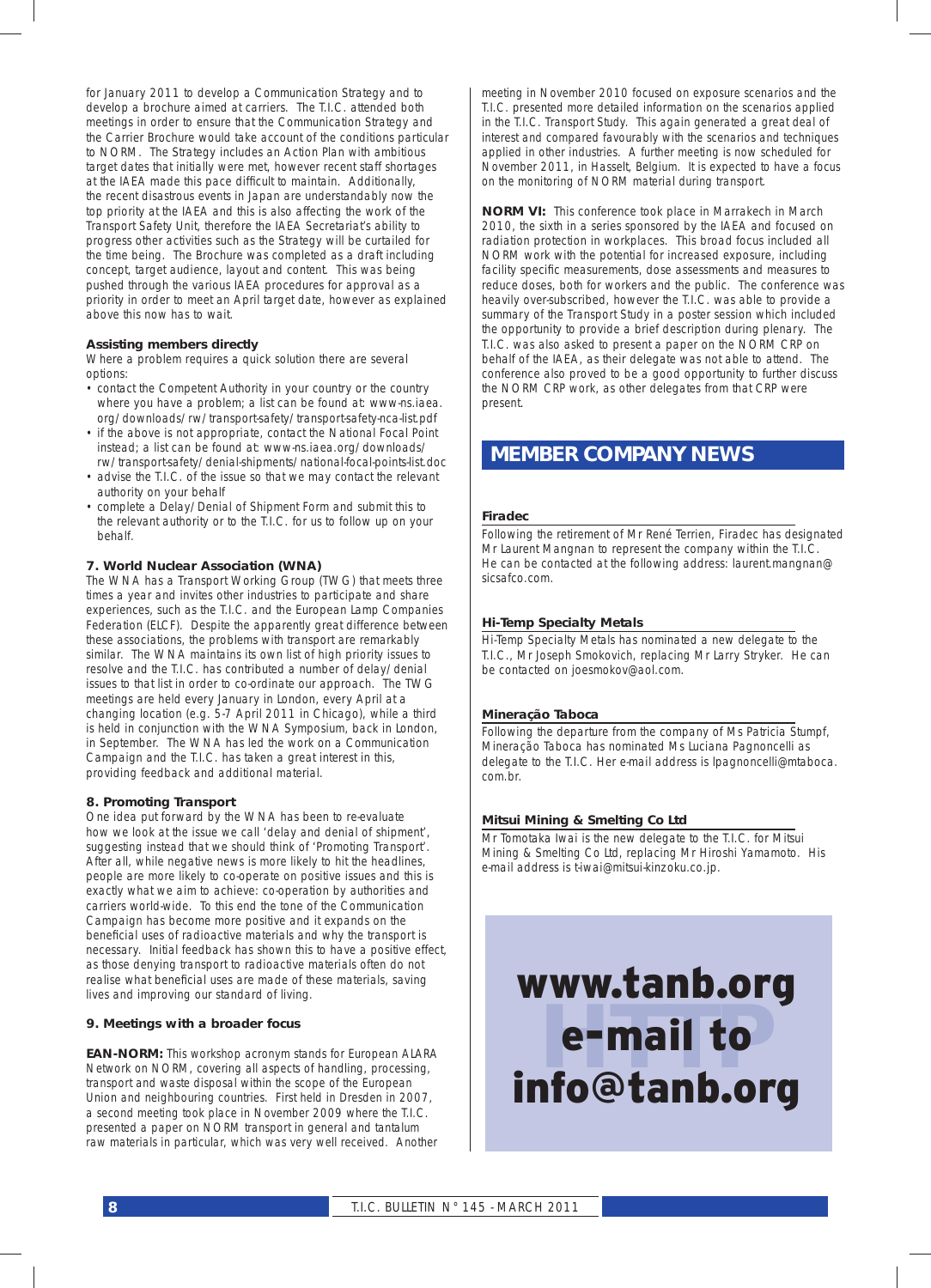for January 2011 to develop a Communication Strategy and to develop a brochure aimed at carriers. The T.I.C. attended both meetings in order to ensure that the Communication Strategy and the Carrier Brochure would take account of the conditions particular to NORM. The Strategy includes an Action Plan with ambitious target dates that initially were met, however recent staff shortages at the IAEA made this pace difficult to maintain. Additionally, the recent disastrous events in Japan are understandably now the top priority at the IAEA and this is also affecting the work of the Transport Safety Unit, therefore the IAEA Secretariat's ability to progress other activities such as the Strategy will be curtailed for the time being. The Brochure was completed as a draft including concept, target audience, layout and content. This was being pushed through the various IAEA procedures for approval as a priority in order to meet an April target date, however as explained above this now has to wait.

### Assisting members directly

Where a problem requires a quick solution there are several options:

- contact the Competent Authority in your country or the country where you have a problem; a list can be found at: www-ns.iaea.org/downloads/rw/transport-safety/transport-safety-nca-list.pdf
- if the above is not appropriate, contact the National Focal Point instead; a list can be found at: www-ns.iaea.org/downloads/rw/transport-safety/denial-shipments/national-focal-points-list.doc
- advise the T.I.C. of the issue so that we may contact the relevant authority on your behalf
- complete a Delay/Denial of Shipment Form and submit this to the relevant authority or to the T.I.C. for us to follow up on your behalf.

### 7. World Nuclear Association (WNA)

The WNA has a Transport Working Group (TWG) that meets three times a year and invites other industries to participate and share experiences, such as the T.I.C. and the European Lamp Companies Federation (ELCF). Despite the apparently great difference between these associations, the problems with transport are remarkably similar. The WNA maintains its own list of high priority issues to resolve and the T.I.C. has contributed a number of delay/denial issues to that list in order to co-ordinate our approach. The TWG meetings are held every January in London, every April at a changing location (e.g. 5-7 April 2011 in Chicago), while a third is held in conjunction with the WNA Symposium, back in London, in September. The WNA has led the work on a Communication Campaign and the T.I.C. has taken a great interest in this, providing feedback and additional material.

### 8. Promoting Transport

One idea put forward by the WNA has been to re-evaluate how we look at the issue we call 'delay and denial of shipment', suggesting instead that we should think of 'Promoting Transport'. After all, while negative news is more likely to hit the headlines, people are more likely to co-operate on positive issues and this is exactly what we aim to achieve: co-operation by authorities and carriers world-wide. To this end the tone of the Communication Campaign has become more positive and it expands on the beneficial uses of radioactive materials and why the transport is necessary. Initial feedback has shown this to have a positive effect, as those denying transport to radioactive materials often do not realise what beneficial uses are made of these materials, saving lives and improving our standard of living.

### 9. Meetings with a broader focus

**EAN-NORM:** This workshop acronym stands for European ALARA Network on NORM, covering all aspects of handling, processing, transport and waste disposal within the scope of the European Union and neighbouring countries. First held in Dresden in 2007, a second meeting took place in November 2009 where the T.I.C. presented a paper on NORM transport in general and tantalum raw materials in particular, which was very well received. Another meeting in November 2010 focused on exposure scenarios and the T.I.C. presented more detailed information on the scenarios applied in the T.I.C. Transport Study. This again generated a great deal of interest and compared favourably with the scenarios and techniques applied in other industries. A further meeting is now scheduled for November 2011, in Hasselt, Belgium. It is expected to have a focus on the monitoring of NORM material during transport.

**NORM VI:** This conference took place in Marrakech in March 2010, the sixth in a series sponsored by the IAEA and focused on radiation protection in workplaces. This broad focus included all NORM work with the potential for increased exposure, including facility specific measurements, dose assessments and measures to reduce doses, both for workers and the public. The conference was heavily over-subscribed, however the T.I.C. was able to provide a summary of the Transport Study in a poster session which included the opportunity to provide a brief description during plenary. The T.I.C. was also asked to present a paper on the NORM CRP on behalf of the IAEA, as their delegate was not able to attend. The conference also proved to be a good opportunity to further discuss the NORM CRP work, as other delegates from that CRP were present.

## MEMBER COMPANY NEWS

### Firadec

Following the retirement of Mr René Terrien, Firadec has designated Mr Laurent Mangnan to represent the company within the T.I.C. He can be contacted at the following address: laurent.mangnan@sicsafco.com.

### Hi-Temp Specialty Metals

Hi-Temp Specialty Metals has nominated a new delegate to the T.I.C., Mr Joseph Smokovich, replacing Mr Larry Stryker. He can be contacted on joesmokov@aol.com.

### Mineração Taboca

Following the departure from the company of Ms Patricia Stumpf, Mineração Taboca has nominated Ms Luciana Pagnoncelli as delegate to the T.I.C. Her e-mail address is lpagnoncelli@mtaboca.com.br.

### Mitsui Mining & Smelting Co Ltd

Mr Tomotaka Iwai is the new delegate to the T.I.C. for Mitsui Mining & Smelting Co Ltd, replacing Mr Hiroshi Yamamoto. His e-mail address is t-iwai@mitsui-kinzoku.co.jp.

**www.tanb.org**
**e-mail to**
**info@tanb.org**